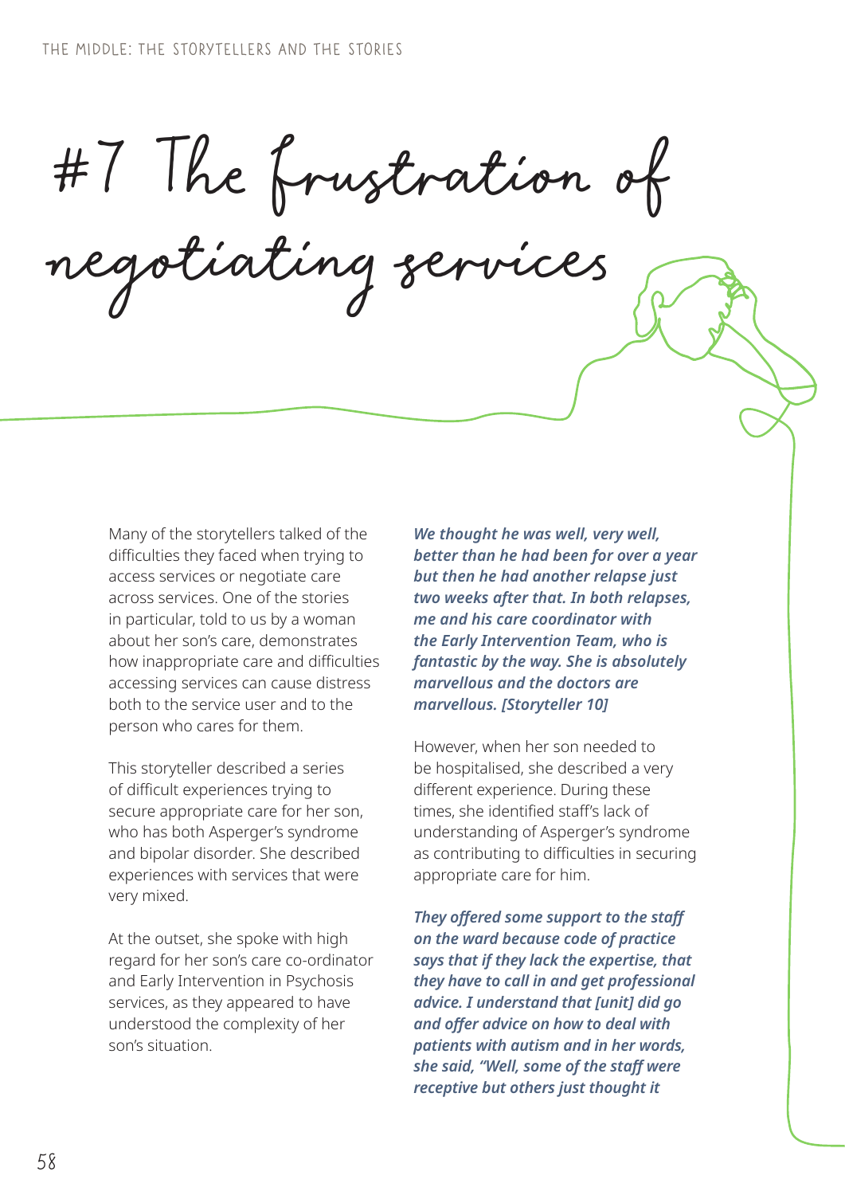# #7 The frustration of negotiating services

Many of the storytellers talked of the difficulties they faced when trying to access services or negotiate care across services. One of the stories in particular, told to us by a woman about her son's care, demonstrates how inappropriate care and difficulties accessing services can cause distress both to the service user and to the person who cares for them.

This storyteller described a series of difficult experiences trying to secure appropriate care for her son, who has both Asperger's syndrome and bipolar disorder. She described experiences with services that were very mixed.

At the outset, she spoke with high regard for her son's care co-ordinator and Early Intervention in Psychosis services, as they appeared to have understood the complexity of her son's situation.

***We thought he was well, very well, better than he had been for over a year but then he had another relapse just two weeks after that. In both relapses, me and his care coordinator with the Early Intervention Team, who is fantastic by the way. She is absolutely marvellous and the doctors are marvellous. [Storyteller 10]***

However, when her son needed to be hospitalised, she described a very different experience. During these times, she identified staff's lack of understanding of Asperger's syndrome as contributing to difficulties in securing appropriate care for him.

***They offered some support to the staff on the ward because code of practice says that if they lack the expertise, that they have to call in and get professional advice. I understand that [unit] did go and offer advice on how to deal with patients with autism and in her words, she said, "Well, some of the staff were receptive but others just thought it***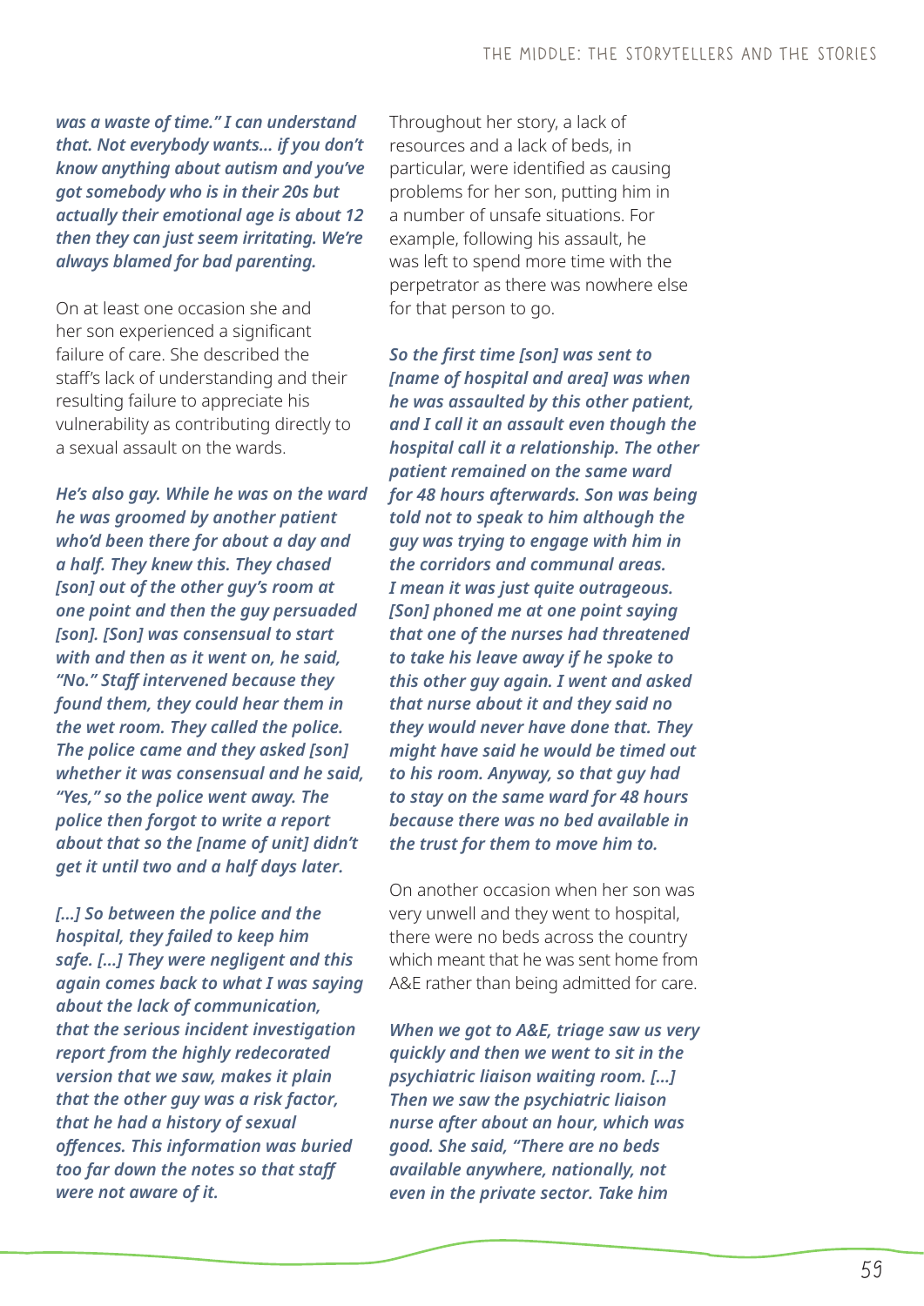***was a waste of time." I can understand that. Not everybody wants... if you don't know anything about autism and you've got somebody who is in their 20s but actually their emotional age is about 12 then they can just seem irritating. We're always blamed for bad parenting.***

On at least one occasion she and her son experienced a significant failure of care. She described the staff's lack of understanding and their resulting failure to appreciate his vulnerability as contributing directly to a sexual assault on the wards.

***He's also gay. While he was on the ward he was groomed by another patient who'd been there for about a day and a half. They knew this. They chased [son] out of the other guy's room at one point and then the guy persuaded [son]. [Son] was consensual to start with and then as it went on, he said, "No." Staff intervened because they found them, they could hear them in the wet room. They called the police. The police came and they asked [son] whether it was consensual and he said, "Yes," so the police went away. The police then forgot to write a report about that so the [name of unit] didn't get it until two and a half days later.***

***[...] So between the police and the hospital, they failed to keep him safe. [...] They were negligent and this again comes back to what I was saying about the lack of communication, that the serious incident investigation report from the highly redecorated version that we saw, makes it plain that the other guy was a risk factor, that he had a history of sexual offences. This information was buried too far down the notes so that staff were not aware of it.***

Throughout her story, a lack of resources and a lack of beds, in particular, were identified as causing problems for her son, putting him in a number of unsafe situations. For example, following his assault, he was left to spend more time with the perpetrator as there was nowhere else for that person to go.

***So the first time [son] was sent to [name of hospital and area] was when he was assaulted by this other patient, and I call it an assault even though the hospital call it a relationship. The other patient remained on the same ward for 48 hours afterwards. Son was being told not to speak to him although the guy was trying to engage with him in the corridors and communal areas. I mean it was just quite outrageous. [Son] phoned me at one point saying that one of the nurses had threatened to take his leave away if he spoke to this other guy again. I went and asked that nurse about it and they said no they would never have done that. They might have said he would be timed out to his room. Anyway, so that guy had to stay on the same ward for 48 hours because there was no bed available in the trust for them to move him to.***

On another occasion when her son was very unwell and they went to hospital, there were no beds across the country which meant that he was sent home from A&E rather than being admitted for care.

***When we got to A&E, triage saw us very quickly and then we went to sit in the psychiatric liaison waiting room. [...] Then we saw the psychiatric liaison nurse after about an hour, which was good. She said, "There are no beds available anywhere, nationally, not even in the private sector. Take him***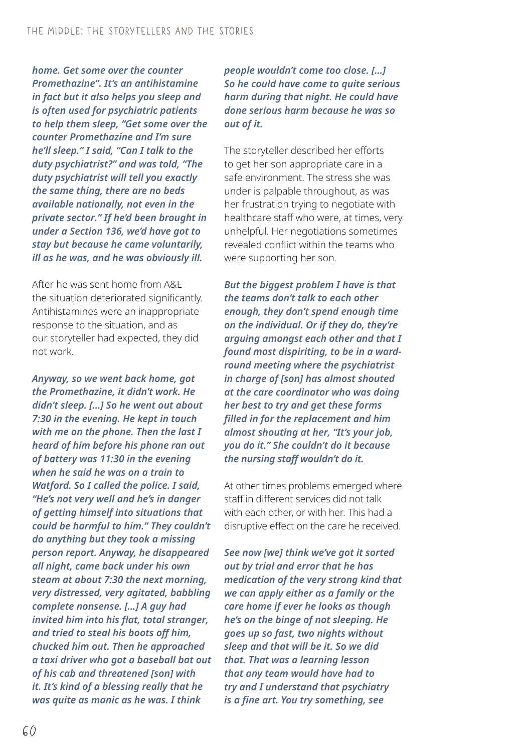***home. Get some over the counter Promethazine". It's an antihistamine in fact but it also helps you sleep and is often used for psychiatric patients to help them sleep, "Get some over the counter Promethazine and I'm sure he'll sleep." I said, "Can I talk to the duty psychiatrist?" and was told, "The duty psychiatrist will tell you exactly the same thing, there are no beds available nationally, not even in the private sector." If he'd been brought in under a Section 136, we'd have got to stay but because he came voluntarily, ill as he was, and he was obviously ill.***

After he was sent home from A&E the situation deteriorated significantly. Antihistamines were an inappropriate response to the situation, and as our storyteller had expected, they did not work.

***Anyway, so we went back home, got the Promethazine, it didn't work. He didn't sleep. [...] So he went out about 7:30 in the evening. He kept in touch with me on the phone. Then the last I heard of him before his phone ran out of battery was 11:30 in the evening when he said he was on a train to Watford. So I called the police. I said, "He's not very well and he's in danger of getting himself into situations that could be harmful to him." They couldn't do anything but they took a missing person report. Anyway, he disappeared all night, came back under his own steam at about 7:30 the next morning, very distressed, very agitated, babbling complete nonsense. [...] A guy had invited him into his flat, total stranger, and tried to steal his boots off him, chucked him out. Then he approached a taxi driver who got a baseball bat out of his cab and threatened [son] with it. It's kind of a blessing really that he was quite as manic as he was. I think people wouldn't come too close. [...] So he could have come to quite serious harm during that night. He could have done serious harm because he was so out of it.***

The storyteller described her efforts to get her son appropriate care in a safe environment. The stress she was under is palpable throughout, as was her frustration trying to negotiate with healthcare staff who were, at times, very unhelpful. Her negotiations sometimes revealed conflict within the teams who were supporting her son.

***But the biggest problem I have is that the teams don't talk to each other enough, they don't spend enough time on the individual. Or if they do, they're arguing amongst each other and that I found most dispiriting, to be in a ward-round meeting where the psychiatrist in charge of [son] has almost shouted at the care coordinator who was doing her best to try and get these forms filled in for the replacement and him almost shouting at her, "It's your job, you do it." She couldn't do it because the nursing staff wouldn't do it.***

At other times problems emerged where staff in different services did not talk with each other, or with her. This had a disruptive effect on the care he received.

***See now [we] think we've got it sorted out by trial and error that he has medication of the very strong kind that we can apply either as a family or the care home if ever he looks as though he's on the binge of not sleeping. He goes up so fast, two nights without sleep and that will be it. So we did that. That was a learning lesson that any team would have had to try and I understand that psychiatry is a fine art. You try something, see***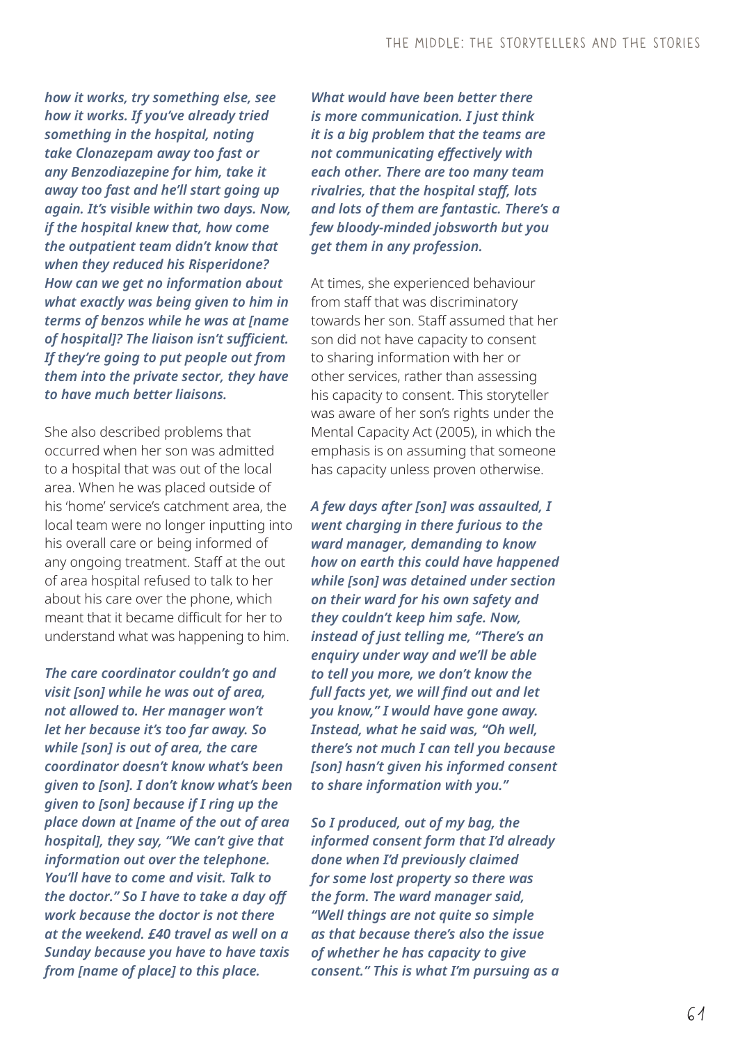***how it works, try something else, see how it works. If you've already tried something in the hospital, noting take Clonazepam away too fast or any Benzodiazepine for him, take it away too fast and he'll start going up again. It's visible within two days. Now, if the hospital knew that, how come the outpatient team didn't know that when they reduced his Risperidone? How can we get no information about what exactly was being given to him in terms of benzos while he was at [name of hospital]? The liaison isn't sufficient. If they're going to put people out from them into the private sector, they have to have much better liaisons.***

She also described problems that occurred when her son was admitted to a hospital that was out of the local area. When he was placed outside of his 'home' service's catchment area, the local team were no longer inputting into his overall care or being informed of any ongoing treatment. Staff at the out of area hospital refused to talk to her about his care over the phone, which meant that it became difficult for her to understand what was happening to him.

***The care coordinator couldn't go and visit [son] while he was out of area, not allowed to. Her manager won't let her because it's too far away. So while [son] is out of area, the care coordinator doesn't know what's been given to [son]. I don't know what's been given to [son] because if I ring up the place down at [name of the out of area hospital], they say, "We can't give that information out over the telephone. You'll have to come and visit. Talk to the doctor." So I have to take a day off work because the doctor is not there at the weekend. £40 travel as well on a Sunday because you have to have taxis from [name of place] to this place.***

***What would have been better there is more communication. I just think it is a big problem that the teams are not communicating effectively with each other. There are too many team rivalries, that the hospital staff, lots and lots of them are fantastic. There's a few bloody-minded jobsworth but you get them in any profession.***

At times, she experienced behaviour from staff that was discriminatory towards her son. Staff assumed that her son did not have capacity to consent to sharing information with her or other services, rather than assessing his capacity to consent. This storyteller was aware of her son's rights under the Mental Capacity Act (2005), in which the emphasis is on assuming that someone has capacity unless proven otherwise.

***A few days after [son] was assaulted, I went charging in there furious to the ward manager, demanding to know how on earth this could have happened while [son] was detained under section on their ward for his own safety and they couldn't keep him safe. Now, instead of just telling me, "There's an enquiry under way and we'll be able to tell you more, we don't know the full facts yet, we will find out and let you know," I would have gone away. Instead, what he said was, "Oh well, there's not much I can tell you because [son] hasn't given his informed consent to share information with you."***

***So I produced, out of my bag, the informed consent form that I'd already done when I'd previously claimed for some lost property so there was the form. The ward manager said, "Well things are not quite so simple as that because there's also the issue of whether he has capacity to give consent." This is what I'm pursuing as a***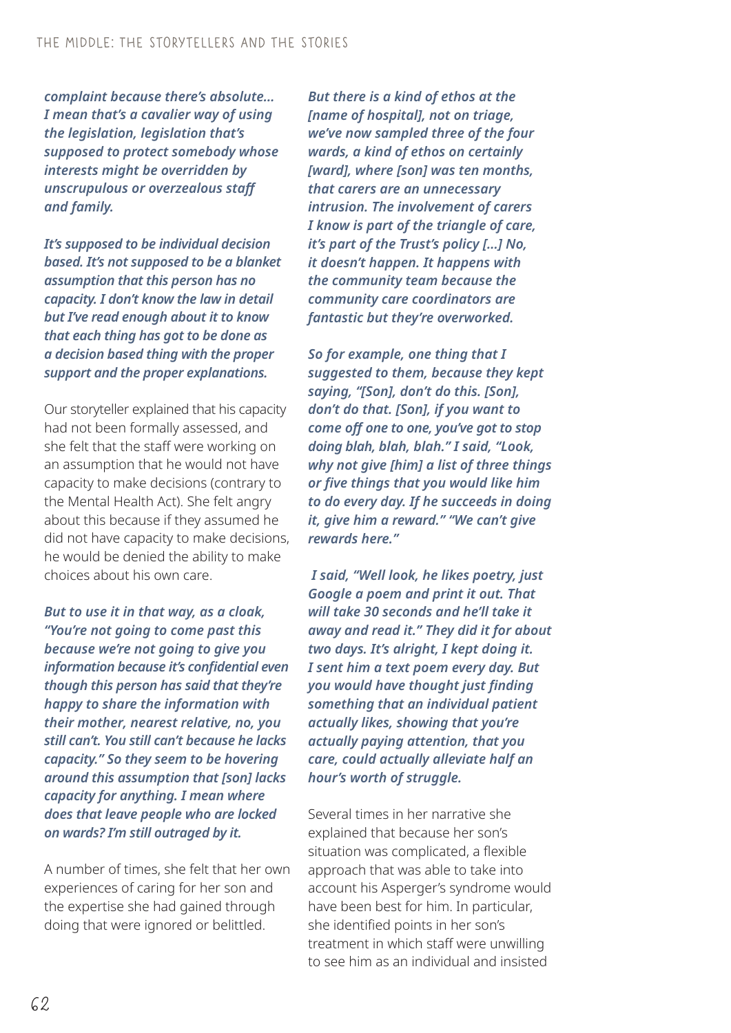***complaint because there's absolute... I mean that's a cavalier way of using the legislation, legislation that's supposed to protect somebody whose interests might be overridden by unscrupulous or overzealous staff and family.***

***It's supposed to be individual decision based. It's not supposed to be a blanket assumption that this person has no capacity. I don't know the law in detail but I've read enough about it to know that each thing has got to be done as a decision based thing with the proper support and the proper explanations.***

Our storyteller explained that his capacity had not been formally assessed, and she felt that the staff were working on an assumption that he would not have capacity to make decisions (contrary to the Mental Health Act). She felt angry about this because if they assumed he did not have capacity to make decisions, he would be denied the ability to make choices about his own care.

***But to use it in that way, as a cloak, "You're not going to come past this because we're not going to give you information because it's confidential even though this person has said that they're happy to share the information with their mother, nearest relative, no, you still can't. You still can't because he lacks capacity." So they seem to be hovering around this assumption that [son] lacks capacity for anything. I mean where does that leave people who are locked on wards? I'm still outraged by it.***

A number of times, she felt that her own experiences of caring for her son and the expertise she had gained through doing that were ignored or belittled.

***But there is a kind of ethos at the [name of hospital], not on triage, we've now sampled three of the four wards, a kind of ethos on certainly [ward], where [son] was ten months, that carers are an unnecessary intrusion. The involvement of carers I know is part of the triangle of care, it's part of the Trust's policy [...] No, it doesn't happen. It happens with the community team because the community care coordinators are fantastic but they're overworked.***

***So for example, one thing that I suggested to them, because they kept saying, "[Son], don't do this. [Son], don't do that. [Son], if you want to come off one to one, you've got to stop doing blah, blah, blah." I said, "Look, why not give [him] a list of three things or five things that you would like him to do every day. If he succeeds in doing it, give him a reward." "We can't give rewards here."***

***I said, "Well look, he likes poetry, just Google a poem and print it out. That will take 30 seconds and he'll take it away and read it." They did it for about two days. It's alright, I kept doing it. I sent him a text poem every day. But you would have thought just finding something that an individual patient actually likes, showing that you're actually paying attention, that you care, could actually alleviate half an hour's worth of struggle.***

Several times in her narrative she explained that because her son's situation was complicated, a flexible approach that was able to take into account his Asperger's syndrome would have been best for him. In particular, she identified points in her son's treatment in which staff were unwilling to see him as an individual and insisted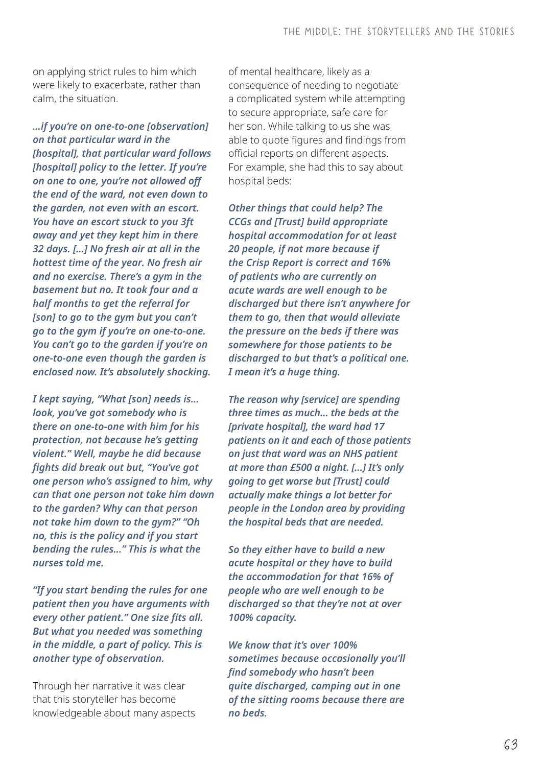on applying strict rules to him which were likely to exacerbate, rather than calm, the situation.

***...if you're on one-to-one [observation] on that particular ward in the [hospital], that particular ward follows [hospital] policy to the letter. If you're on one to one, you're not allowed off the end of the ward, not even down to the garden, not even with an escort. You have an escort stuck to you 3ft away and yet they kept him in there 32 days. [...] No fresh air at all in the hottest time of the year. No fresh air and no exercise. There's a gym in the basement but no. It took four and a half months to get the referral for [son] to go to the gym but you can't go to the gym if you're on one-to-one. You can't go to the garden if you're on one-to-one even though the garden is enclosed now. It's absolutely shocking.***

***I kept saying, "What [son] needs is... look, you've got somebody who is there on one-to-one with him for his protection, not because he's getting violent." Well, maybe he did because fights did break out but, "You've got one person who's assigned to him, why can that one person not take him down to the garden? Why can that person not take him down to the gym?" "Oh no, this is the policy and if you start bending the rules..." This is what the nurses told me.***

***"If you start bending the rules for one patient then you have arguments with every other patient." One size fits all. But what you needed was something in the middle, a part of policy. This is another type of observation.***

Through her narrative it was clear that this storyteller has become knowledgeable about many aspects of mental healthcare, likely as a consequence of needing to negotiate a complicated system while attempting to secure appropriate, safe care for her son. While talking to us she was able to quote figures and findings from official reports on different aspects. For example, she had this to say about hospital beds:

***Other things that could help? The CCGs and [Trust] build appropriate hospital accommodation for at least 20 people, if not more because if the Crisp Report is correct and 16% of patients who are currently on acute wards are well enough to be discharged but there isn't anywhere for them to go, then that would alleviate the pressure on the beds if there was somewhere for those patients to be discharged to but that's a political one. I mean it's a huge thing.***

***The reason why [service] are spending three times as much... the beds at the [private hospital], the ward had 17 patients on it and each of those patients on just that ward was an NHS patient at more than £500 a night. [...] It's only going to get worse but [Trust] could actually make things a lot better for people in the London area by providing the hospital beds that are needed.***

***So they either have to build a new acute hospital or they have to build the accommodation for that 16% of people who are well enough to be discharged so that they're not at over 100% capacity.***

***We know that it's over 100% sometimes because occasionally you'll find somebody who hasn't been quite discharged, camping out in one of the sitting rooms because there are no beds.***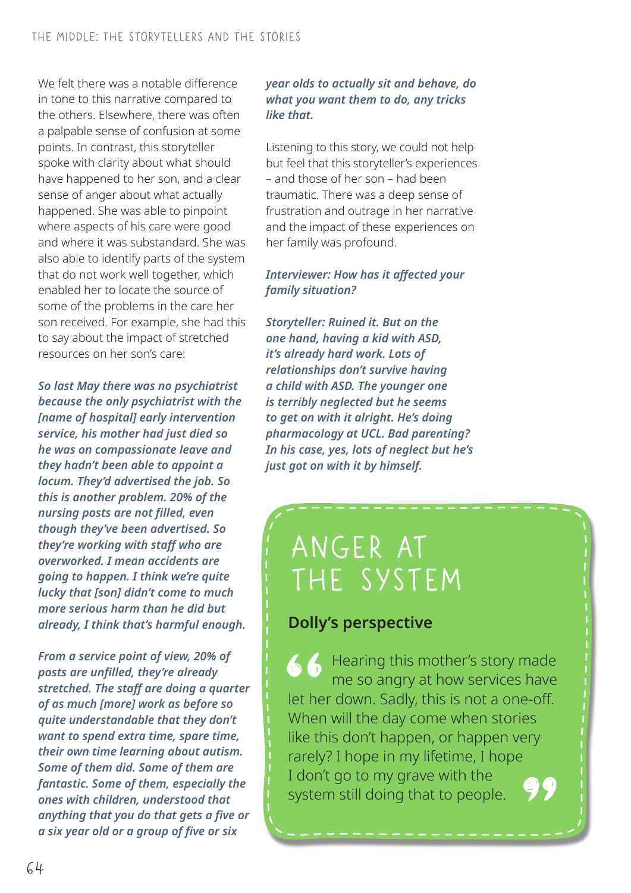We felt there was a notable difference in tone to this narrative compared to the others. Elsewhere, there was often a palpable sense of confusion at some points. In contrast, this storyteller spoke with clarity about what should have happened to her son, and a clear sense of anger about what actually happened. She was able to pinpoint where aspects of his care were good and where it was substandard. She was also able to identify parts of the system that do not work well together, which enabled her to locate the source of some of the problems in the care her son received. For example, she had this to say about the impact of stretched resources on her son's care:

***So last May there was no psychiatrist because the only psychiatrist with the [name of hospital] early intervention service, his mother had just died so he was on compassionate leave and they hadn't been able to appoint a locum. They'd advertised the job. So this is another problem. 20% of the nursing posts are not filled, even though they've been advertised. So they're working with staff who are overworked. I mean accidents are going to happen. I think we're quite lucky that [son] didn't come to much more serious harm than he did but already, I think that's harmful enough.***

***From a service point of view, 20% of posts are unfilled, they're already stretched. The staff are doing a quarter of as much [more] work as before so quite understandable that they don't want to spend extra time, spare time, their own time learning about autism. Some of them did. Some of them are fantastic. Some of them, especially the ones with children, understood that anything that you do that gets a five or a six year old or a group of five or six year olds to actually sit and behave, do what you want them to do, any tricks like that.***

Listening to this story, we could not help but feel that this storyteller's experiences – and those of her son – had been traumatic. There was a deep sense of frustration and outrage in her narrative and the impact of these experiences on her family was profound.

***Interviewer: How has it affected your family situation?***

***Storyteller: Ruined it. But on the one hand, having a kid with ASD, it's already hard work. Lots of relationships don't survive having a child with ASD. The younger one is terribly neglected but he seems to get on with it alright. He's doing pharmacology at UCL. Bad parenting? In his case, yes, lots of neglect but he's just got on with it by himself.***

## ANGER AT THE SYSTEM

### Dolly's perspective

> "Hearing this mother's story made me so angry at how services have let her down. Sadly, this is not a one-off. When will the day come when stories like this don't happen, or happen very rarely? I hope in my lifetime, I hope I don't go to my grave with the system still doing that to people."